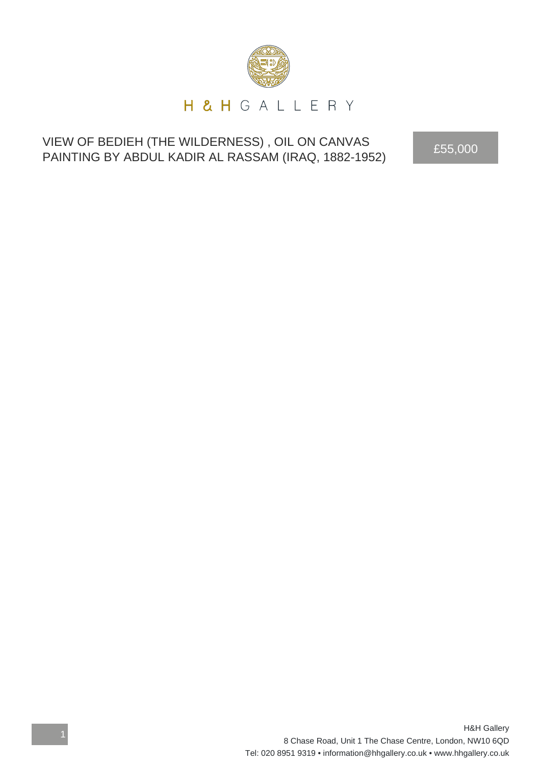H & H GALLERY

# VIEW OF BEDIEH (THE WILDERNESS) , OIL ON CANVAS PAINTING BY ABDUL KADIR AL RASSAM (IRAQ, 1882-1952)

£55,000

H&H Gallery
8 Chase Road, Unit 1 The Chase Centre, London, NW10 6QD
Tel: 020 8951 9319 • information@hhgallery.co.uk • www.hhgallery.co.uk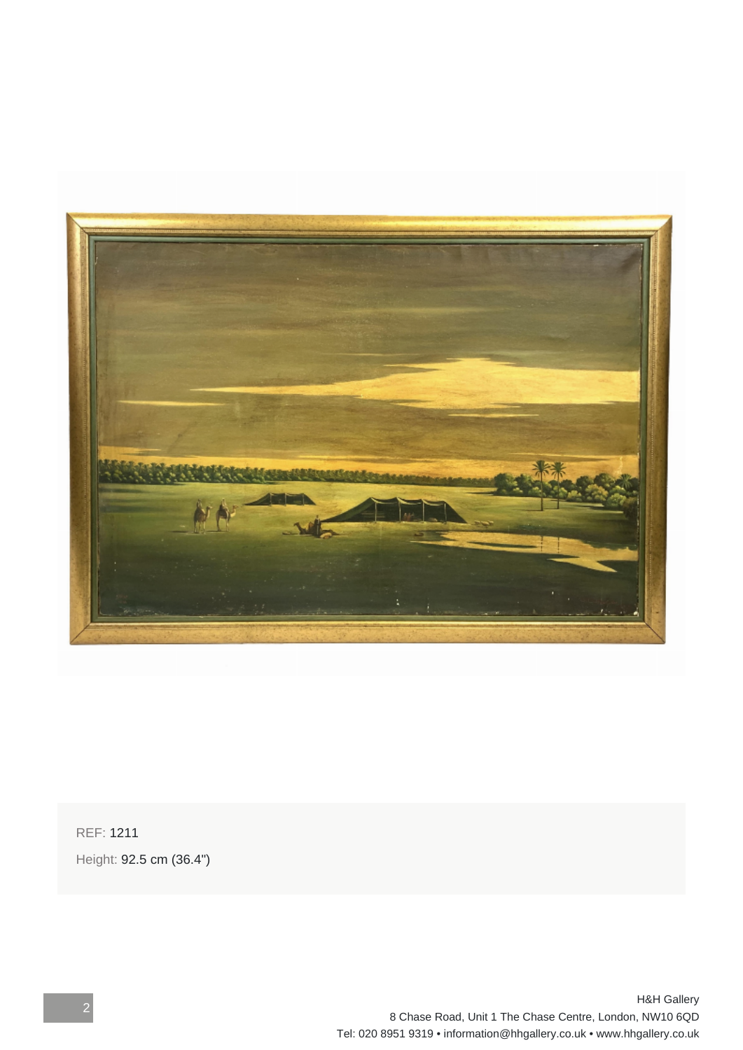REF: 1211

Height: 92.5 cm (36.4")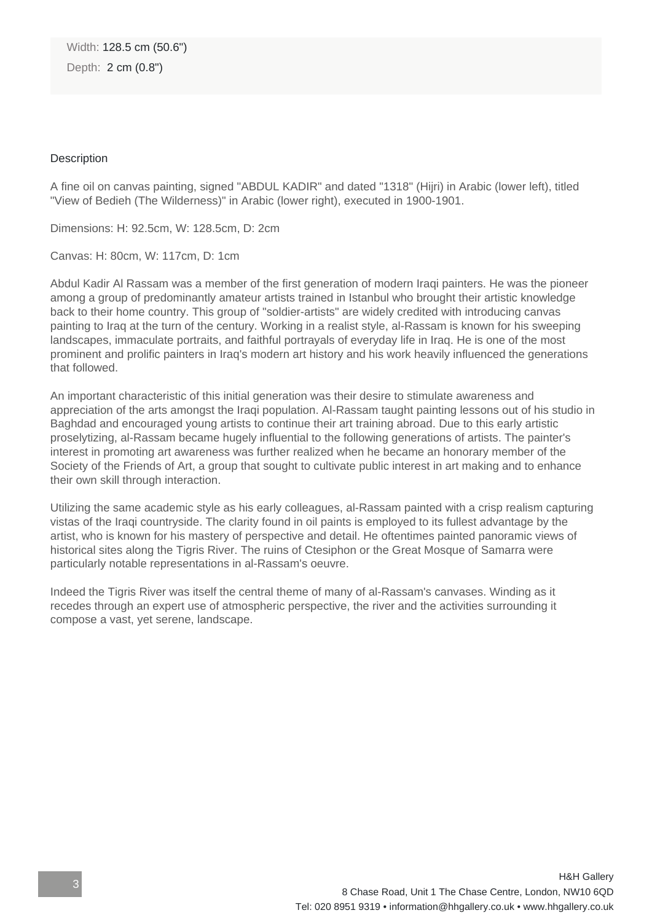Width: 128.5 cm (50.6")

Depth: 2 cm (0.8")

## Description

A fine oil on canvas painting, signed "ABDUL KADIR" and dated "1318" (Hijri) in Arabic (lower left), titled "View of Bedieh (The Wilderness)" in Arabic (lower right), executed in 1900-1901.

Dimensions: H: 92.5cm, W: 128.5cm, D: 2cm

Canvas: H: 80cm, W: 117cm, D: 1cm

Abdul Kadir Al Rassam was a member of the first generation of modern Iraqi painters. He was the pioneer among a group of predominantly amateur artists trained in Istanbul who brought their artistic knowledge back to their home country. This group of "soldier-artists" are widely credited with introducing canvas painting to Iraq at the turn of the century. Working in a realist style, al-Rassam is known for his sweeping landscapes, immaculate portraits, and faithful portrayals of everyday life in Iraq. He is one of the most prominent and prolific painters in Iraq's modern art history and his work heavily influenced the generations that followed.

An important characteristic of this initial generation was their desire to stimulate awareness and appreciation of the arts amongst the Iraqi population. Al-Rassam taught painting lessons out of his studio in Baghdad and encouraged young artists to continue their art training abroad. Due to this early artistic proselytizing, al-Rassam became hugely influential to the following generations of artists. The painter's interest in promoting art awareness was further realized when he became an honorary member of the Society of the Friends of Art, a group that sought to cultivate public interest in art making and to enhance their own skill through interaction.

Utilizing the same academic style as his early colleagues, al-Rassam painted with a crisp realism capturing vistas of the Iraqi countryside. The clarity found in oil paints is employed to its fullest advantage by the artist, who is known for his mastery of perspective and detail. He oftentimes painted panoramic views of historical sites along the Tigris River. The ruins of Ctesiphon or the Great Mosque of Samarra were particularly notable representations in al-Rassam's oeuvre.

Indeed the Tigris River was itself the central theme of many of al-Rassam's canvases. Winding as it recedes through an expert use of atmospheric perspective, the river and the activities surrounding it compose a vast, yet serene, landscape.